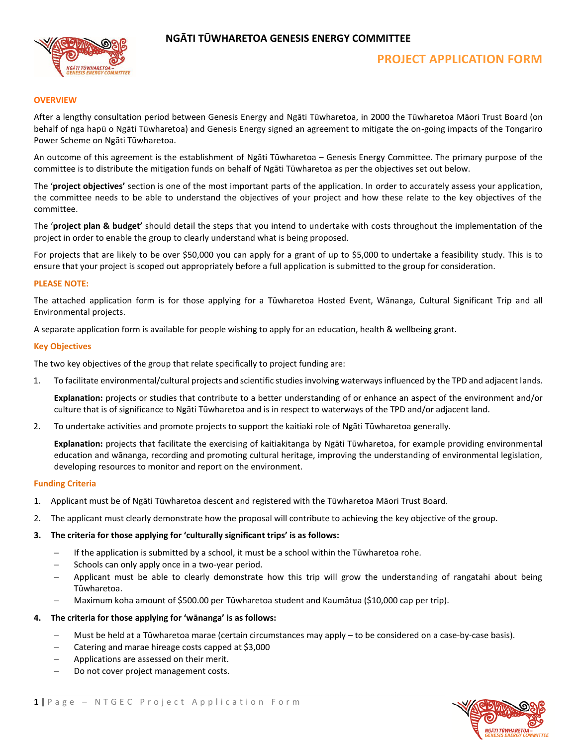# NGĀTI TŪWHARETOA GENESIS ENERGY COMMITTEE

## PROJECT APPLICATION FORM

### OVERVIEW

After a lengthy consultation period between Genesis Energy and Ngāti Tūwharetoa, in 2000 the Tūwharetoa Māori Trust Board (on behalf of nga hapū o Ngāti Tūwharetoa) and Genesis Energy signed an agreement to mitigate the on-going impacts of the Tongariro Power Scheme on Ngāti Tūwharetoa.

An outcome of this agreement is the establishment of Ngāti Tūwharetoa – Genesis Energy Committee. The primary purpose of the committee is to distribute the mitigation funds on behalf of Ngāti Tūwharetoa as per the objectives set out below.

The '**project objectives'** section is one of the most important parts of the application. In order to accurately assess your application, the committee needs to be able to understand the objectives of your project and how these relate to the key objectives of the committee.

The '**project plan & budget'** should detail the steps that you intend to undertake with costs throughout the implementation of the project in order to enable the group to clearly understand what is being proposed.

For projects that are likely to be over $50,000 you can apply for a grant of up to $5,000 to undertake a feasibility study. This is to ensure that your project is scoped out appropriately before a full application is submitted to the group for consideration.

### PLEASE NOTE:

The attached application form is for those applying for a Tūwharetoa Hosted Event, Wānanga, Cultural Significant Trip and all Environmental projects.

A separate application form is available for people wishing to apply for an education, health & wellbeing grant.

### Key Objectives

The two key objectives of the group that relate specifically to project funding are:

1. To facilitate environmental/cultural projects and scientific studies involving waterways influenced by the TPD and adjacent lands.

   **Explanation:** projects or studies that contribute to a better understanding of or enhance an aspect of the environment and/or culture that is of significance to Ngāti Tūwharetoa and is in respect to waterways of the TPD and/or adjacent land.

2. To undertake activities and promote projects to support the kaitiaki role of Ngāti Tūwharetoa generally.

   **Explanation:** projects that facilitate the exercising of kaitiakitanga by Ngāti Tūwharetoa, for example providing environmental education and wānanga, recording and promoting cultural heritage, improving the understanding of environmental legislation, developing resources to monitor and report on the environment.

### Funding Criteria

1. Applicant must be of Ngāti Tūwharetoa descent and registered with the Tūwharetoa Māori Trust Board.
2. The applicant must clearly demonstrate how the proposal will contribute to achieving the key objective of the group.
3. **The criteria for those applying for 'culturally significant trips' is as follows:**
   - If the application is submitted by a school, it must be a school within the Tūwharetoa rohe.
   - Schools can only apply once in a two-year period.
   - Applicant must be able to clearly demonstrate how this trip will grow the understanding of rangatahi about being Tūwharetoa.
   - Maximum koha amount of $500.00 per Tūwharetoa student and Kaumātua ($10,000 cap per trip).
4. **The criteria for those applying for 'wānanga' is as follows:**
   - Must be held at a Tūwharetoa marae (certain circumstances may apply – to be considered on a case-by-case basis).
   - Catering and marae hireage costs capped at $3,000
   - Applications are assessed on their merit.
   - Do not cover project management costs.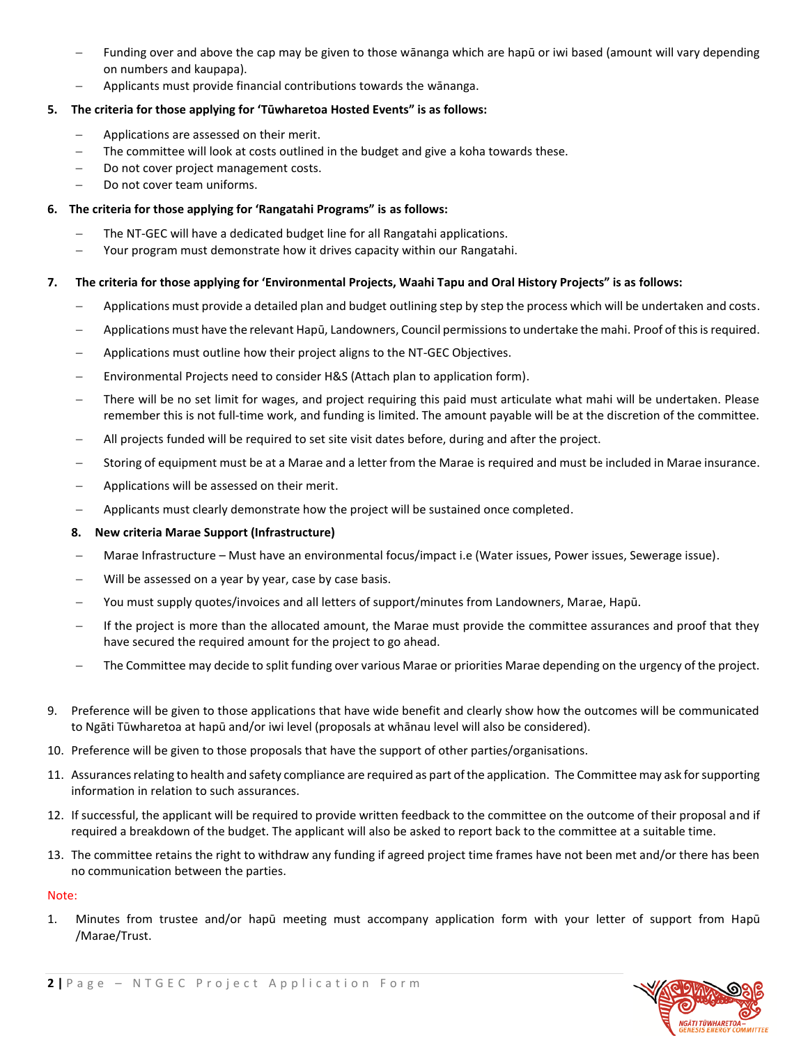- Funding over and above the cap may be given to those wānanga which are hapū or iwi based (amount will vary depending on numbers and kaupapa).
- Applicants must provide financial contributions towards the wānanga.

5. **The criteria for those applying for 'Tūwharetoa Hosted Events" is as follows:**
   - Applications are assessed on their merit.
   - The committee will look at costs outlined in the budget and give a koha towards these.
   - Do not cover project management costs.
   - Do not cover team uniforms.

6. **The criteria for those applying for 'Rangatahi Programs" is as follows:**
   - The NT-GEC will have a dedicated budget line for all Rangatahi applications.
   - Your program must demonstrate how it drives capacity within our Rangatahi.

7. **The criteria for those applying for 'Environmental Projects, Waahi Tapu and Oral History Projects" is as follows:**
   - Applications must provide a detailed plan and budget outlining step by step the process which will be undertaken and costs.
   - Applications must have the relevant Hapū, Landowners, Council permissions to undertake the mahi. Proof of this is required.
   - Applications must outline how their project aligns to the NT-GEC Objectives.
   - Environmental Projects need to consider H&S (Attach plan to application form).
   - There will be no set limit for wages, and project requiring this paid must articulate what mahi will be undertaken. Please remember this is not full-time work, and funding is limited. The amount payable will be at the discretion of the committee.
   - All projects funded will be required to set site visit dates before, during and after the project.
   - Storing of equipment must be at a Marae and a letter from the Marae is required and must be included in Marae insurance.
   - Applications will be assessed on their merit.
   - Applicants must clearly demonstrate how the project will be sustained once completed.

8. **New criteria Marae Support (Infrastructure)**
   - Marae Infrastructure – Must have an environmental focus/impact i.e (Water issues, Power issues, Sewerage issue).
   - Will be assessed on a year by year, case by case basis.
   - You must supply quotes/invoices and all letters of support/minutes from Landowners, Marae, Hapū.
   - If the project is more than the allocated amount, the Marae must provide the committee assurances and proof that they have secured the required amount for the project to go ahead.
   - The Committee may decide to split funding over various Marae or priorities Marae depending on the urgency of the project.

9. Preference will be given to those applications that have wide benefit and clearly show how the outcomes will be communicated to Ngāti Tūwharetoa at hapū and/or iwi level (proposals at whānau level will also be considered).
10. Preference will be given to those proposals that have the support of other parties/organisations.
11. Assurances relating to health and safety compliance are required as part of the application. The Committee may ask for supporting information in relation to such assurances.
12. If successful, the applicant will be required to provide written feedback to the committee on the outcome of their proposal and if required a breakdown of the budget. The applicant will also be asked to report back to the committee at a suitable time.
13. The committee retains the right to withdraw any funding if agreed project time frames have not been met and/or there has been no communication between the parties.

Note:

1. Minutes from trustee and/or hapū meeting must accompany application form with your letter of support from Hapū /Marae/Trust.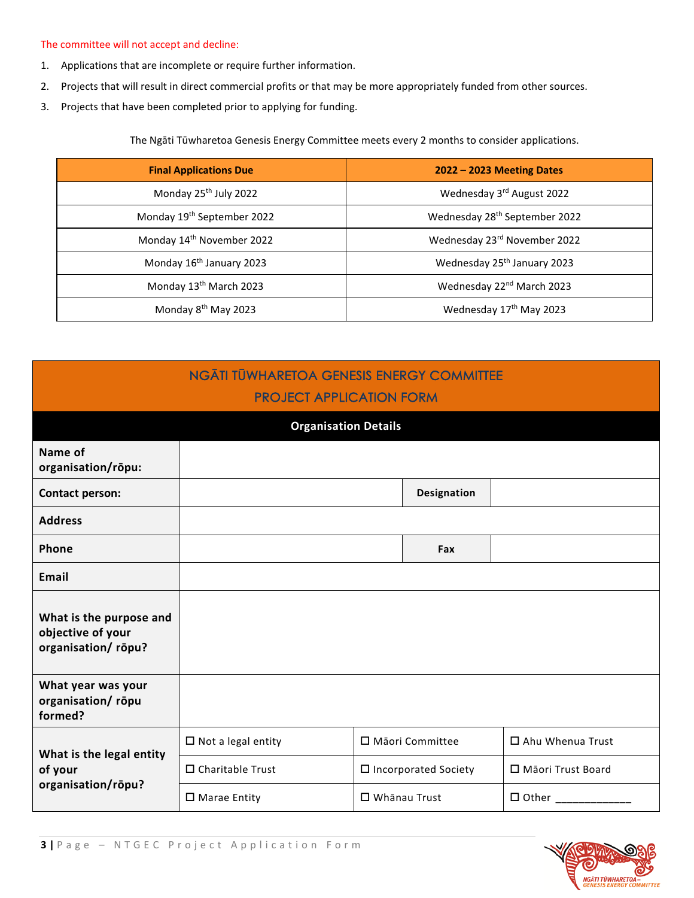The committee will not accept and decline:

1. Applications that are incomplete or require further information.
2. Projects that will result in direct commercial profits or that may be more appropriately funded from other sources.
3. Projects that have been completed prior to applying for funding.

The Ngāti Tūwharetoa Genesis Energy Committee meets every 2 months to consider applications.

| Final Applications Due | 2022 – 2023 Meeting Dates |
|---|---|
| Monday 25th July 2022 | Wednesday 3rd August 2022 |
| Monday 19th September 2022 | Wednesday 28th September 2022 |
| Monday 14th November 2022 | Wednesday 23rd November 2022 |
| Monday 16th January 2023 | Wednesday 25th January 2023 |
| Monday 13th March 2023 | Wednesday 22nd March 2023 |
| Monday 8th May 2023 | Wednesday 17th May 2023 |

# NGĀTI TŪWHARETOA GENESIS ENERGY COMMITTEE
# PROJECT APPLICATION FORM

| **Organisation Details** | | | |
|---|---|---|---|
| **Name of organisation/rōpu:** | | | |
| **Contact person:** | | **Designation** | |
| **Address** | | | |
| **Phone** | | **Fax** | |
| **Email** | | | |
| **What is the purpose and objective of your organisation/ rōpu?** | | | |
| **What year was your organisation/ rōpu formed?** | | | |
| **What is the legal entity of your organisation/rōpu?** | ☐ Not a legal entity | ☐ Māori Committee | ☐ Ahu Whenua Trust |
| | ☐ Charitable Trust | ☐ Incorporated Society | ☐ Māori Trust Board |
| | ☐ Marae Entity | ☐ Whānau Trust | ☐ Other ____________ |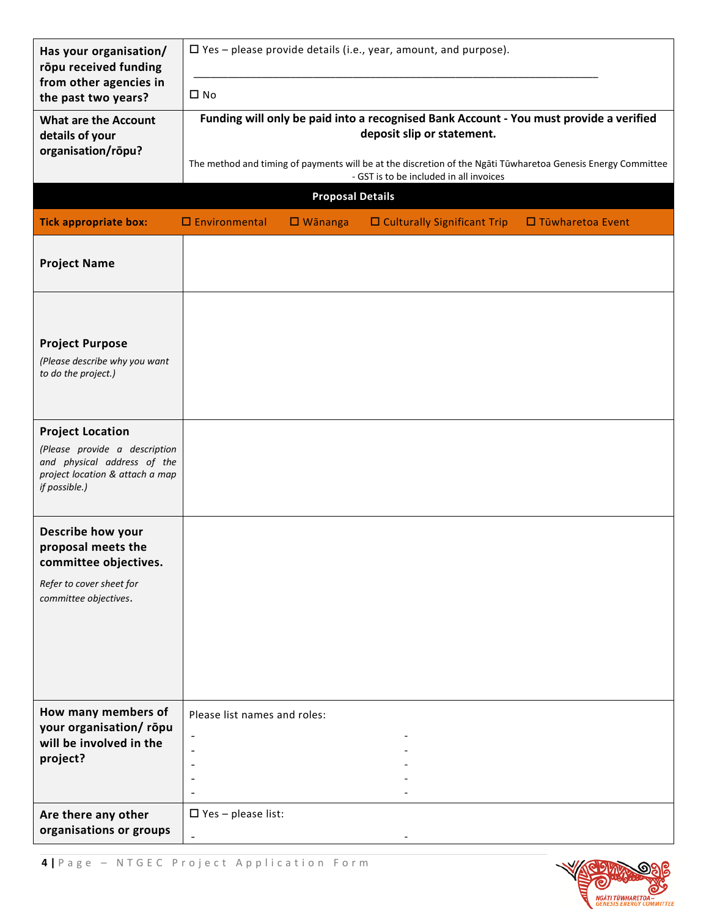| Has your organisation/ rōpu received funding from other agencies in the past two years? | ☐ Yes – please provide details (i.e., year, amount, and purpose).<br>____________________________________________________________________<br>☐ No |
|---|---|
| What are the Account details of your organisation/rōpu? | **Funding will only be paid into a recognised Bank Account - You must provide a verified deposit slip or statement.**<br>The method and timing of payments will be at the discretion of the Ngāti Tūwharetoa Genesis Energy Committee - GST is to be included in all invoices |

**Proposal Details**

| **Tick appropriate box:** | ☐ Environmental ☐ Wānanga ☐ Culturally Significant Trip ☐ Tūwharetoa Event |
|---|---|
| **Project Name** | |
| **Project Purpose**<br>*(Please describe why you want to do the project.)* | |
| **Project Location**<br>*(Please provide a description and physical address of the project location & attach a map if possible.)* | |
| **Describe how your proposal meets the committee objectives.**<br>*Refer to cover sheet for committee objectives.* | |
| **How many members of your organisation/ rōpu will be involved in the project?** | Please list names and roles:<br>- -<br>- -<br>- -<br>- -<br>- - |
| **Are there any other organisations or groups** | ☐ Yes – please list:<br>- - |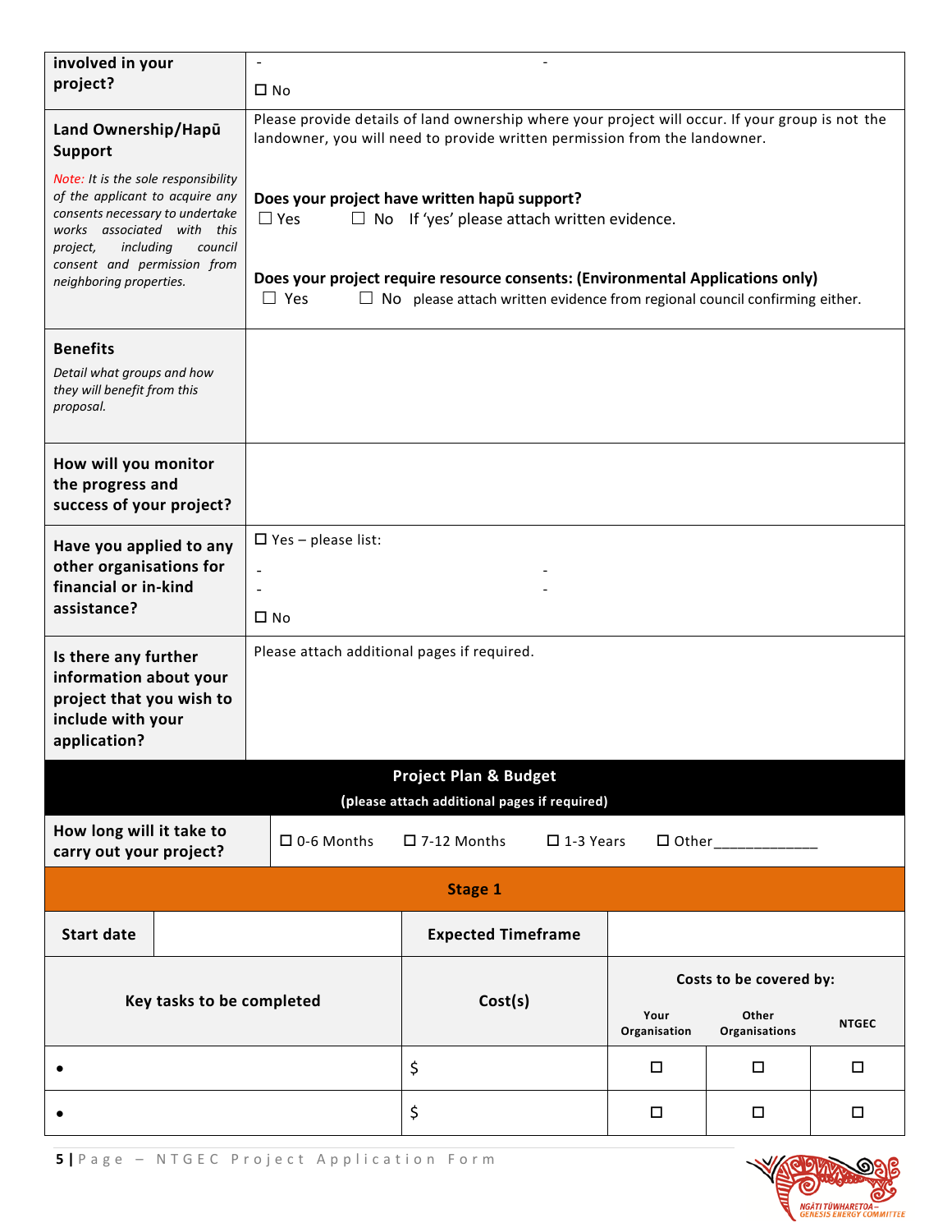| involved in your project? | -  - <br> ☐ No |
|---|---|
| **Land Ownership/Hapū Support** <br> *Note: It is the sole responsibility of the applicant to acquire any consents necessary to undertake works associated with this project, including council consent and permission from neighboring properties.* | Please provide details of land ownership where your project will occur. If your group is not the landowner, you will need to provide written permission from the landowner. <br><br> **Does your project have written hapū support?** <br> ☐ Yes ☐ No If 'yes' please attach written evidence. <br><br> **Does your project require resource consents: (Environmental Applications only)** <br> ☐ Yes ☐ No please attach written evidence from regional council confirming either. |
| **Benefits** <br> *Detail what groups and how they will benefit from this proposal.* | |
| **How will you monitor the progress and success of your project?** | |
| **Have you applied to any other organisations for financial or in-kind assistance?** | ☐ Yes – please list: <br> -  - <br> -  - <br> ☐ No |
| **Is there any further information about your project that you wish to include with your application?** | Please attach additional pages if required. |

## Project Plan & Budget

**(please attach additional pages if required)**

| How long will it take to carry out your project? | ☐ 0-6 Months | ☐ 7-12 Months | ☐ 1-3 Years | ☐ Other_____________ |
|---|---|---|---|---|

### Stage 1

| Start date | | Expected Timeframe | |
|---|---|---|---|

| Key tasks to be completed | Cost(s) | Costs to be covered by: | | |
|---|---|---|---|---|
| | | Your Organisation | Other Organisations | NTGEC |
| • | $ | ☐ | ☐ | ☐ |
| • | $ | ☐ | ☐ | ☐ |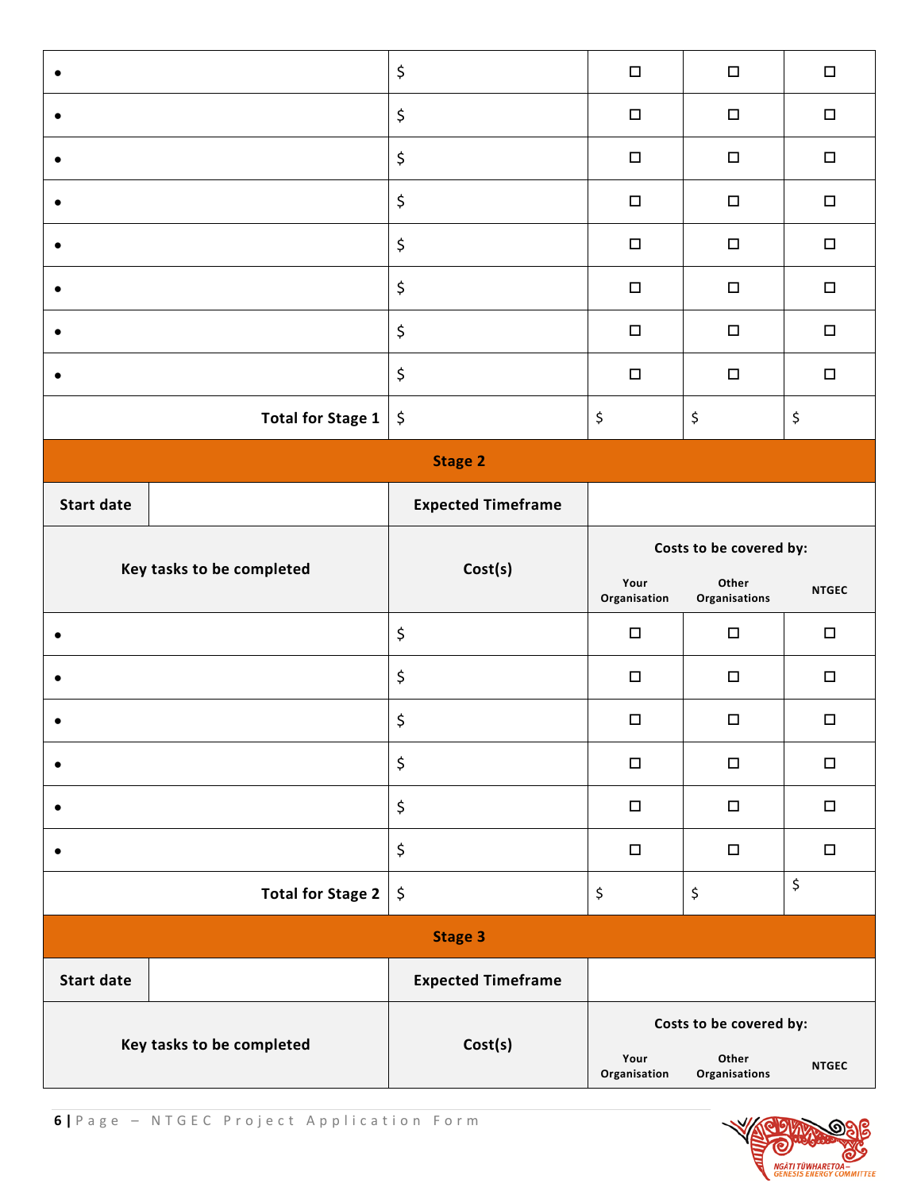| | | | | |
|---|---|---|---|---|
| • | $ | ☐ | ☐ | ☐ |
| • | $ | ☐ | ☐ | ☐ |
| • | $ | ☐ | ☐ | ☐ |
| • | $ | ☐ | ☐ | ☐ |
| • | $ | ☐ | ☐ | ☐ |
| • | $ | ☐ | ☐ | ☐ |
| • | $ | ☐ | ☐ | ☐ |
| • | $ | ☐ | ☐ | ☐ |
| **Total for Stage 1** | $ | $ | $ | $ |

| | | | | | |
|---|---|---|---|---|---|
| **Stage 2** | | | | | |
| **Start date** | | **Expected Timeframe** | | | |
| **Key tasks to be completed** | | **Cost(s)** | **Costs to be covered by:** | | |
| | | | **Your Organisation** | **Other Organisations** | **NTGEC** |
| • | | $ | ☐ | ☐ | ☐ |
| • | | $ | ☐ | ☐ | ☐ |
| • | | $ | ☐ | ☐ | ☐ |
| • | | $ | ☐ | ☐ | ☐ |
| • | | $ | ☐ | ☐ | ☐ |
| • | | $ | ☐ | ☐ | ☐ |
| **Total for Stage 2** | | $ | $ | $ | $ |

| | | | | | |
|---|---|---|---|---|---|
| **Stage 3** | | | | | |
| **Start date** | | **Expected Timeframe** | | | |
| **Key tasks to be completed** | | **Cost(s)** | **Costs to be covered by:** | | |
| | | | **Your Organisation** | **Other Organisations** | **NTGEC** |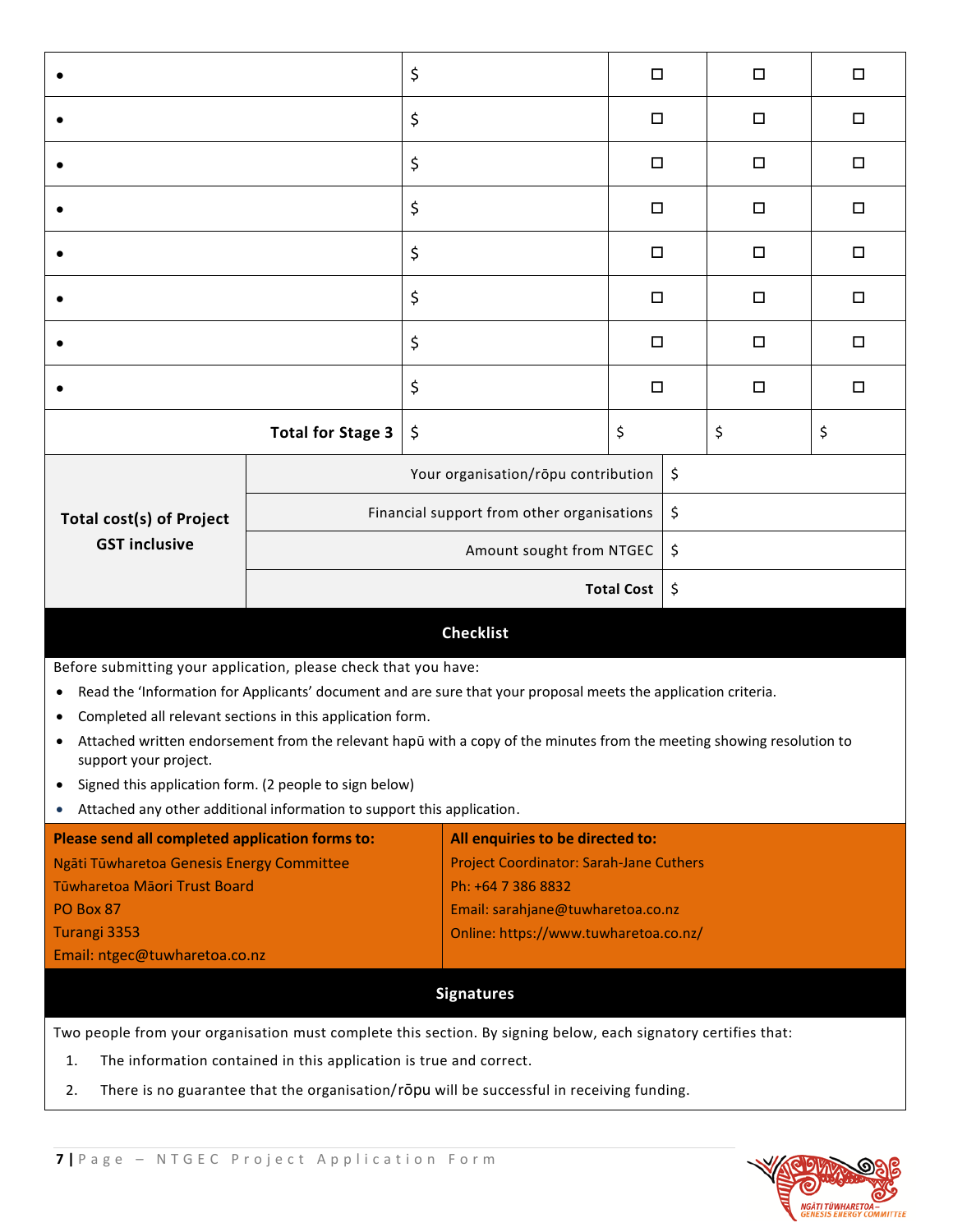| | | | | |
|---|---|---|---|---|
| • | $ | ☐ | ☐ | ☐ |
| • | $ | ☐ | ☐ | ☐ |
| • | $ | ☐ | ☐ | ☐ |
| • | $ | ☐ | ☐ | ☐ |
| • | $ | ☐ | ☐ | ☐ |
| • | $ | ☐ | ☐ | ☐ |
| • | $ | ☐ | ☐ | ☐ |
| • | $ | ☐ | ☐ | ☐ |
| **Total for Stage 3** | $ | $ | $ | $ |

| | | |
|---|---|---|
| **Total cost(s) of Project GST inclusive** | Your organisation/rōpu contribution | $ |
| | Financial support from other organisations | $ |
| | Amount sought from NTGEC | $ |
| | **Total Cost** | $ |

## Checklist

Before submitting your application, please check that you have:

- Read the 'Information for Applicants' document and are sure that your proposal meets the application criteria.
- Completed all relevant sections in this application form.
- Attached written endorsement from the relevant hapū with a copy of the minutes from the meeting showing resolution to support your project.
- Signed this application form. (2 people to sign below)
- Attached any other additional information to support this application.

| **Please send all completed application forms to:** | **All enquiries to be directed to:** |
|---|---|
| Ngāti Tūwharetoa Genesis Energy Committee<br>Tūwharetoa Māori Trust Board<br>PO Box 87<br>Turangi 3353<br>Email: ntgec@tuwharetoa.co.nz | Project Coordinator: Sarah-Jane Cuthers<br>Ph: +64 7 386 8832<br>Email: sarahjane@tuwharetoa.co.nz<br>Online: https://www.tuwharetoa.co.nz/ |

## Signatures

Two people from your organisation must complete this section. By signing below, each signatory certifies that:

1. The information contained in this application is true and correct.
2. There is no guarantee that the organisation/rōpu will be successful in receiving funding.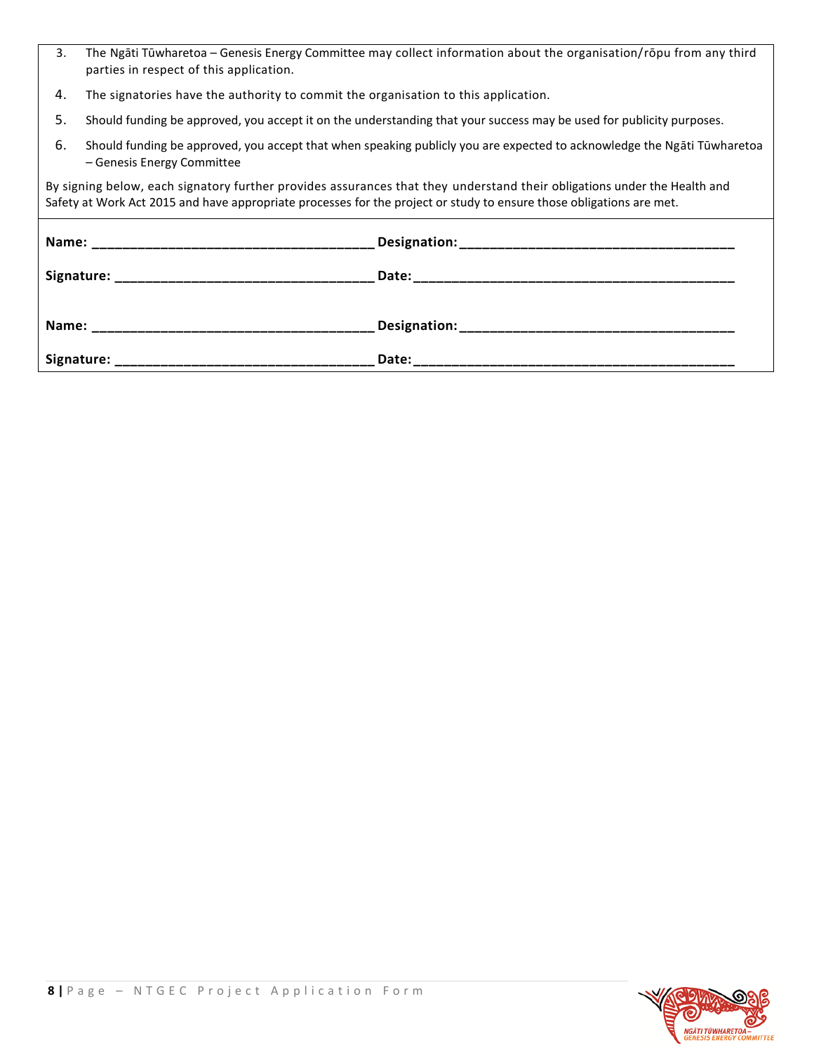3. The Ngāti Tūwharetoa – Genesis Energy Committee may collect information about the organisation/rōpu from any third parties in respect of this application.
4. The signatories have the authority to commit the organisation to this application.
5. Should funding be approved, you accept it on the understanding that your success may be used for publicity purposes.
6. Should funding be approved, you accept that when speaking publicly you are expected to acknowledge the Ngāti Tūwharetoa – Genesis Energy Committee

By signing below, each signatory further provides assurances that they understand their obligations under the Health and Safety at Work Act 2015 and have appropriate processes for the project or study to ensure those obligations are met.

**Name:** _____________________________________ **Designation:** _____________________________________

**Signature:** __________________________________ **Date:** __________________________________________

**Name:** _____________________________________ **Designation:** _____________________________________

**Signature:** __________________________________ **Date:** __________________________________________